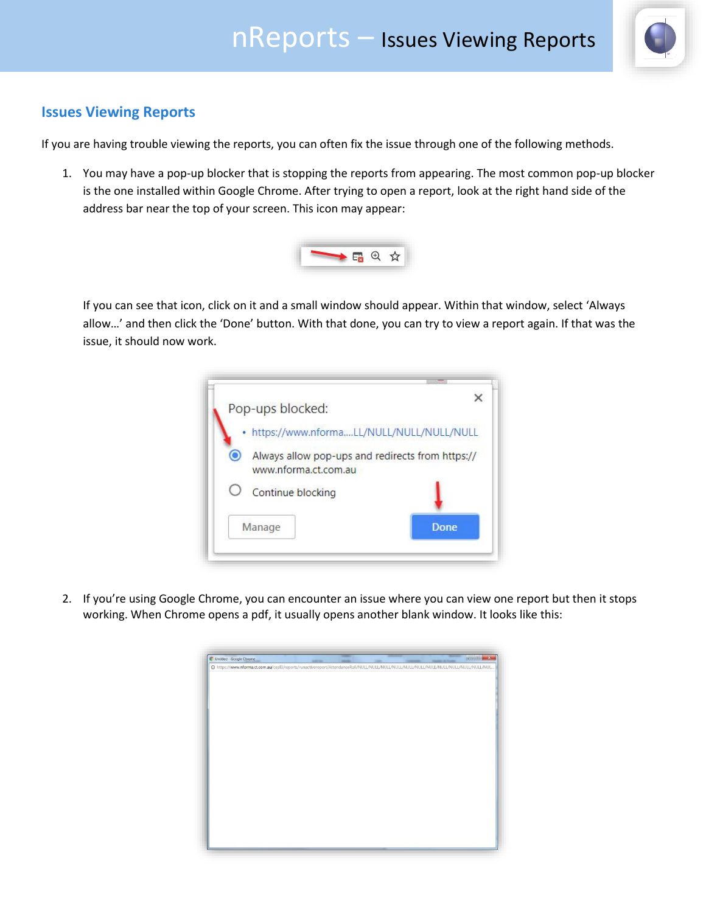## Issues Viewing Reports

If you are having trouble viewing the reports, you can often fix the issue through one of the following methods.

1. You may have a pop-up blocker that is stopping the reports from appearing. The most common pop-up blocker is the one installed within Google Chrome. After trying to open a report, look at the right hand side of the address bar near the top of your screen. This icon may appear:

   If you can see that icon, click on it and a small window should appear. Within that window, select 'Always allow…' and then click the 'Done' button. With that done, you can try to view a report again. If that was the issue, it should now work.

2. If you're using Google Chrome, you can encounter an issue where you can view one report but then it stops working. When Chrome opens a pdf, it usually opens another blank window. It looks like this: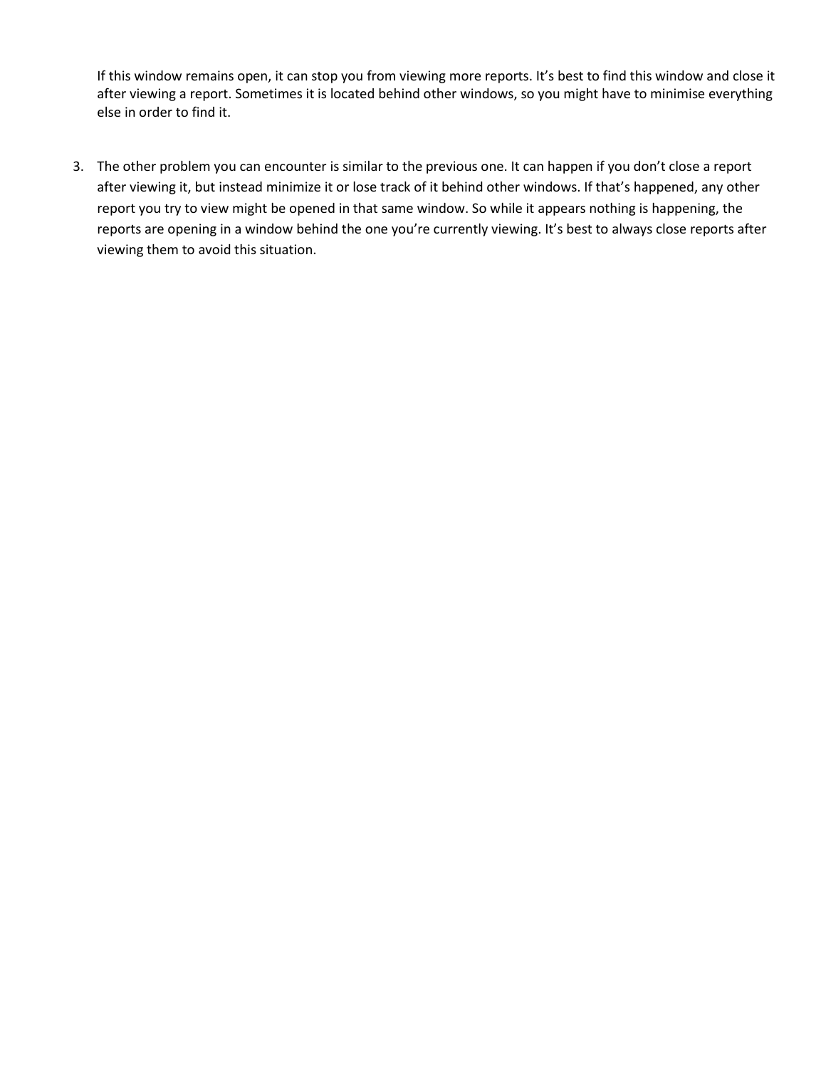If this window remains open, it can stop you from viewing more reports. It's best to find this window and close it after viewing a report. Sometimes it is located behind other windows, so you might have to minimise everything else in order to find it.

3. The other problem you can encounter is similar to the previous one. It can happen if you don't close a report after viewing it, but instead minimize it or lose track of it behind other windows. If that's happened, any other report you try to view might be opened in that same window. So while it appears nothing is happening, the reports are opening in a window behind the one you're currently viewing. It's best to always close reports after viewing them to avoid this situation.